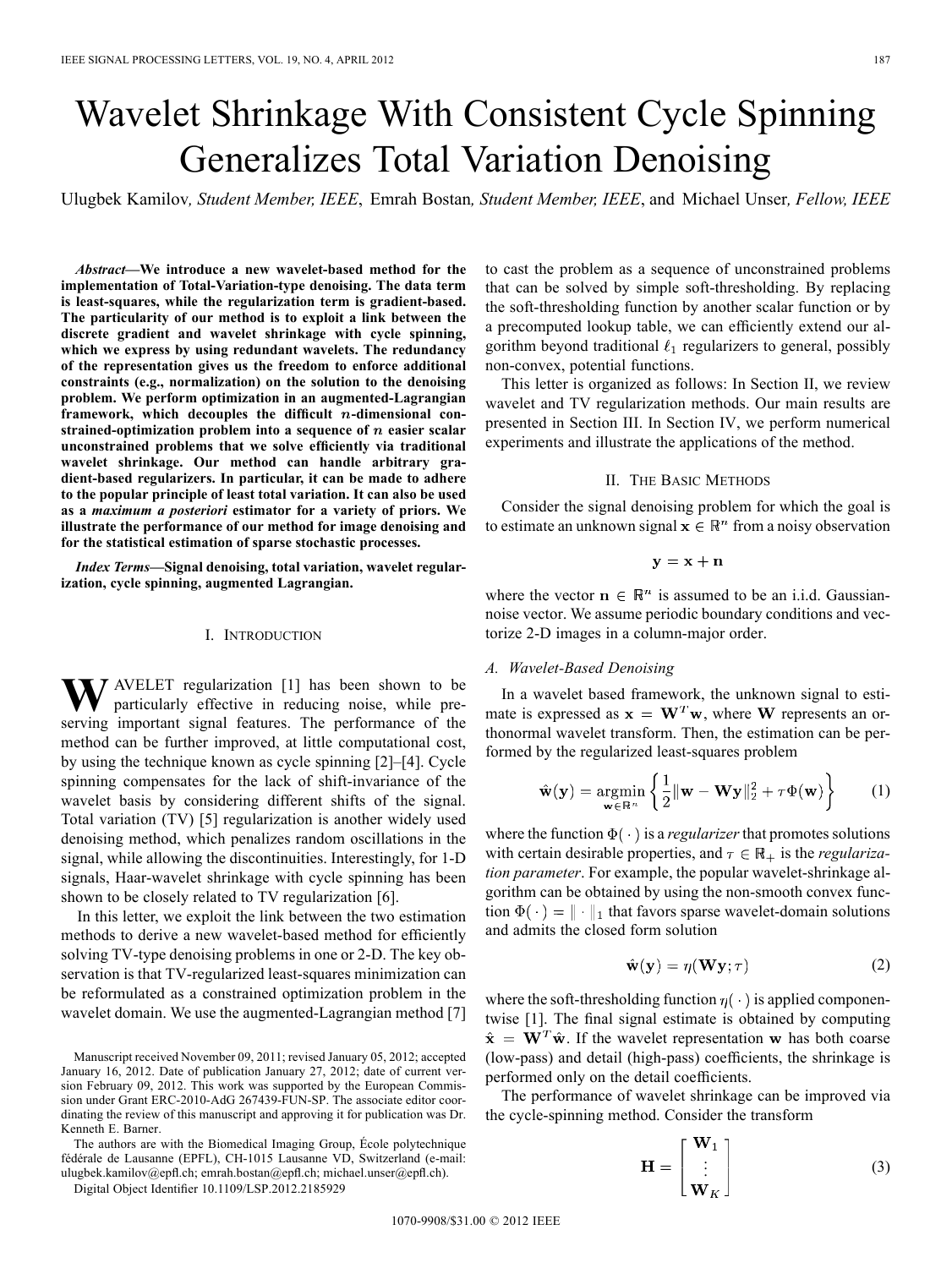# Wavelet Shrinkage With Consistent Cycle Spinning Generalizes Total Variation Denoising

Ulugbek Kamilov, *Student Member, IEEE*, Emrah Bostan, *Student Member, IEEE*, and Michael Unser, *Fellow, IEEE*

***Abstract*—We introduce a new wavelet-based method for the implementation of Total-Variation-type denoising. The data term is least-squares, while the regularization term is gradient-based. The particularity of our method is to exploit a link between the discrete gradient and wavelet shrinkage with cycle spinning, which we express by using redundant wavelets. The redundancy of the representation gives us the freedom to enforce additional constraints (e.g., normalization) on the solution to the denoising problem. We perform optimization in an augmented-Lagrangian framework, which decouples the difficult $n$-dimensional constrained-optimization problem into a sequence of $n$ easier scalar unconstrained problems that we solve efficiently via traditional wavelet shrinkage. Our method can handle arbitrary gradient-based regularizers. In particular, it can be made to adhere to the popular principle of least total variation. It can also be used as a *maximum a posteriori* estimator for a variety of priors. We illustrate the performance of our method for image denoising and for the statistical estimation of sparse stochastic processes.**

***Index Terms*—Signal denoising, total variation, wavelet regularization, cycle spinning, augmented Lagrangian.**

## I. Introduction

Wavelet regularization [1] has been shown to be particularly effective in reducing noise, while preserving important signal features. The performance of the method can be further improved, at little computational cost, by using the technique known as cycle spinning [2]–[4]. Cycle spinning compensates for the lack of shift-invariance of the wavelet basis by considering different shifts of the signal. Total variation (TV) [5] regularization is another widely used denoising method, which penalizes random oscillations in the signal, while allowing the discontinuities. Interestingly, for 1-D signals, Haar-wavelet shrinkage with cycle spinning has been shown to be closely related to TV regularization [6].

In this letter, we exploit the link between the two estimation methods to derive a new wavelet-based method for efficiently solving TV-type denoising problems in one or 2-D. The key observation is that TV-regularized least-squares minimization can be reformulated as a constrained optimization problem in the wavelet domain. We use the augmented-Lagrangian method [7] to cast the problem as a sequence of unconstrained problems that can be solved by simple soft-thresholding. By replacing the soft-thresholding function by another scalar function or by a precomputed lookup table, we can efficiently extend our algorithm beyond traditional $\ell_1$ regularizers to general, possibly non-convex, potential functions.

This letter is organized as follows: In Section II, we review wavelet and TV regularization methods. Our main results are presented in Section III. In Section IV, we perform numerical experiments and illustrate the applications of the method.

Manuscript received November 09, 2011; revised January 05, 2012; accepted January 16, 2012. Date of publication January 27, 2012; date of current version February 09, 2012. This work was supported by the European Commission under Grant ERC-2010-AdG 267439-FUN-SP. The associate editor coordinating the review of this manuscript and approving it for publication was Dr. Kenneth E. Barner.

The authors are with the Biomedical Imaging Group, École polytechnique fédérale de Lausanne (EPFL), CH-1015 Lausanne VD, Switzerland (e-mail: ulugbek.kamilov@epfl.ch; emrah.bostan@epfl.ch; michael.unser@epfl.ch).

Digital Object Identifier 10.1109/LSP.2012.2185929

## II. The Basic Methods

Consider the signal denoising problem for which the goal is to estimate an unknown signal $\mathbf{x} \in \mathbb{R}^n$ from a noisy observation

$$\mathbf{y} = \mathbf{x} + \mathbf{n}$$

where the vector $\mathbf{n} \in \mathbb{R}^n$ is assumed to be an i.i.d. Gaussian-noise vector. We assume periodic boundary conditions and vectorize 2-D images in a column-major order.

### A. Wavelet-Based Denoising

In a wavelet based framework, the unknown signal to estimate is expressed as $\mathbf{x} = \mathbf{W}^T\mathbf{w}$, where $\mathbf{W}$ represents an orthonormal wavelet transform. Then, the estimation can be performed by the regularized least-squares problem

$$\hat{\mathbf{w}}(\mathbf{y}) = \underset{\mathbf{w} \in \mathbb{R}^n}{\operatorname{argmin}} \left\{ \frac{1}{2}\|\mathbf{w} - \mathbf{W}\mathbf{y}\|_2^2 + \tau\Phi(\mathbf{w}) \right\} \tag{1}$$

where the function $\Phi(\cdot)$ is a *regularizer* that promotes solutions with certain desirable properties, and $\tau \in \mathbb{R}_+$ is the *regularization parameter*. For example, the popular wavelet-shrinkage algorithm can be obtained by using the non-smooth convex function $\Phi(\cdot) = \|\cdot\|_1$ that favors sparse wavelet-domain solutions and admits the closed form solution

$$\hat{\mathbf{w}}(\mathbf{y}) = \eta(\mathbf{W}\mathbf{y}; \tau) \tag{2}$$

where the soft-thresholding function $\eta(\cdot)$ is applied componentwise [1]. The final signal estimate is obtained by computing $\hat{\mathbf{x}} = \mathbf{W}^T\hat{\mathbf{w}}$. If the wavelet representation $\mathbf{w}$ has both coarse (low-pass) and detail (high-pass) coefficients, the shrinkage is performed only on the detail coefficients.

The performance of wavelet shrinkage can be improved via the cycle-spinning method. Consider the transform

$$\mathbf{H} = \begin{bmatrix} \mathbf{W}_1 \\ \vdots \\ \mathbf{W}_K \end{bmatrix} \tag{3}$$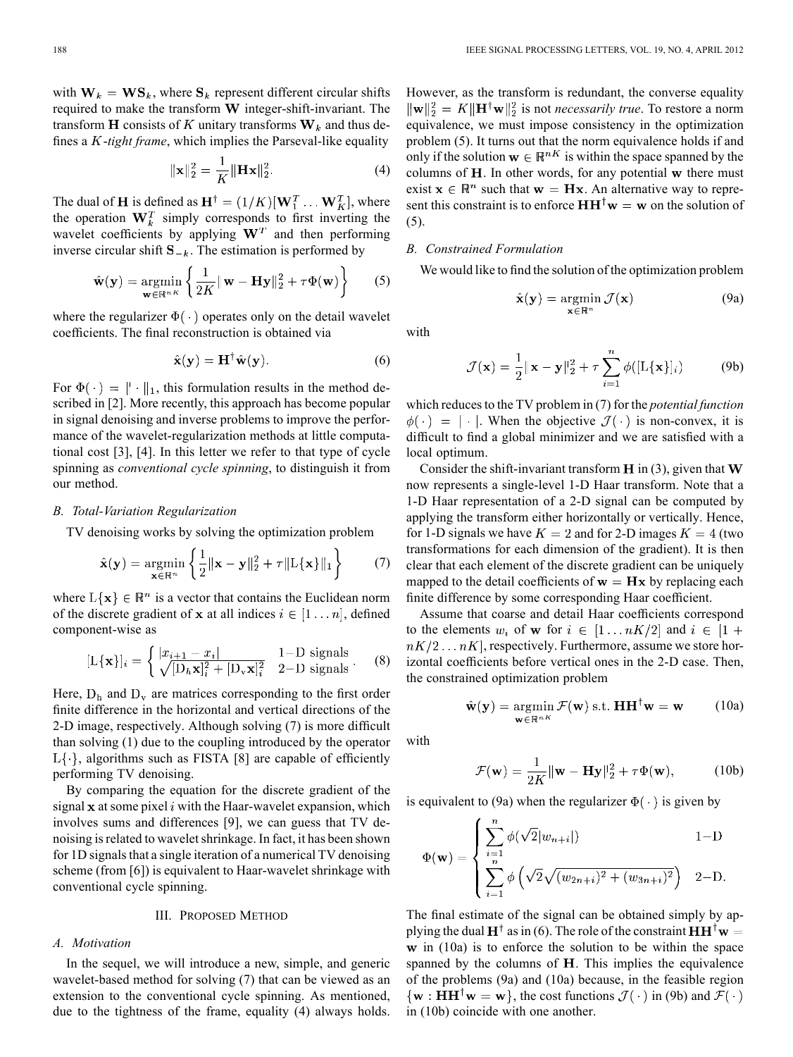with $\mathbf{W}_k = \mathbf{W}\mathbf{S}_k$, where $\mathbf{S}_k$ represent different circular shifts required to make the transform $\mathbf{W}$ integer-shift-invariant. The transform $\mathbf{H}$ consists of $K$ unitary transforms $\mathbf{W}_k$ and thus defines a $K$-*tight frame*, which implies the Parseval-like equality

$$\|\mathbf{x}\|_2^2 = \frac{1}{K}\|\mathbf{H}\mathbf{x}\|_2^2. \tag{4}$$

The dual of $\mathbf{H}$ is defined as $\mathbf{H}^\dagger = (1/K)[\mathbf{W}_1^T \dots \mathbf{W}_K^T]$, where the operation $\mathbf{W}_k^T$ simply corresponds to first inverting the wavelet coefficients by applying $\mathbf{W}^T$ and then performing inverse circular shift $\mathbf{S}_{-k}$. The estimation is performed by

$$\hat{\mathbf{w}}(\mathbf{y}) = \underset{\mathbf{w}\in\mathbb{R}^{nK}}{\operatorname{argmin}} \left\{ \frac{1}{2K}\|\mathbf{w} - \mathbf{H}\mathbf{y}\|_2^2 + \tau\Phi(\mathbf{w}) \right\} \tag{5}$$

where the regularizer $\Phi(\cdot)$ operates only on the detail wavelet coefficients. The final reconstruction is obtained via

$$\hat{\mathbf{x}}(\mathbf{y}) = \mathbf{H}^\dagger \hat{\mathbf{w}}(\mathbf{y}). \tag{6}$$

For $\Phi(\cdot) = \|\cdot\|_1$, this formulation results in the method described in [2]. More recently, this approach has become popular in signal denoising and inverse problems to improve the performance of the wavelet-regularization methods at little computational cost [3], [4]. In this letter we refer to that type of cycle spinning as *conventional cycle spinning*, to distinguish it from our method.

### B. Total-Variation Regularization

TV denoising works by solving the optimization problem

$$\hat{\mathbf{x}}(\mathbf{y}) = \underset{\mathbf{x}\in\mathbb{R}^{n}}{\operatorname{argmin}} \left\{ \frac{1}{2}\|\mathbf{x} - \mathbf{y}\|_2^2 + \tau\|\mathrm{L}\{\mathbf{x}\}\|_1 \right\} \tag{7}$$

where $\mathrm{L}\{\mathbf{x}\} \in \mathbb{R}^n$ is a vector that contains the Euclidean norm of the discrete gradient of $\mathbf{x}$ at all indices $i \in [1 \dots n]$, defined component-wise as

$$[\mathrm{L}\{\mathbf{x}\}]_i = \begin{cases} |x_{i+1} - x_i| & 1\text{-D signals} \\ \sqrt{[\mathrm{D}_\mathrm{h}\mathbf{x}]_i^2 + [\mathrm{D}_\mathrm{v}\mathbf{x}]_i^2} & 2\text{-D signals} \end{cases}. \tag{8}$$

Here, $\mathrm{D}_\mathrm{h}$ and $\mathrm{D}_\mathrm{v}$ are matrices corresponding to the first order finite difference in the horizontal and vertical directions of the 2-D image, respectively. Although solving (7) is more difficult than solving (1) due to the coupling introduced by the operator $\mathrm{L}\{\cdot\}$, algorithms such as FISTA [8] are capable of efficiently performing TV denoising.

By comparing the equation for the discrete gradient of the signal $\mathbf{x}$ at some pixel $i$ with the Haar-wavelet expansion, which involves sums and differences [9], we can guess that TV denoising is related to wavelet shrinkage. In fact, it has been shown for 1D signals that a single iteration of a numerical TV denoising scheme (from [6]) is equivalent to Haar-wavelet shrinkage with conventional cycle spinning.

## III. Proposed Method

### A. Motivation

In the sequel, we will introduce a new, simple, and generic wavelet-based method for solving (7) that can be viewed as an extension to the conventional cycle spinning. As mentioned, due to the tightness of the frame, equality (4) always holds. However, as the transform is redundant, the converse equality $\|\mathbf{w}\|_2^2 = K\|\mathbf{H}^\dagger\mathbf{w}\|_2^2$ is not *necessarily true*. To restore a norm equivalence, we must impose consistency in the optimization problem (5). It turns out that the norm equivalence holds if and only if the solution $\mathbf{w} \in \mathbb{R}^{nK}$ is within the space spanned by the columns of $\mathbf{H}$. In other words, for any potential $\mathbf{w}$ there must exist $\mathbf{x} \in \mathbb{R}^n$ such that $\mathbf{w} = \mathbf{H}\mathbf{x}$. An alternative way to represent this constraint is to enforce $\mathbf{H}\mathbf{H}^\dagger\mathbf{w} = \mathbf{w}$ on the solution of (5).

### B. Constrained Formulation

We would like to find the solution of the optimization problem

$$\hat{\mathbf{x}}(\mathbf{y}) = \underset{\mathbf{x}\in\mathbb{R}^{n}}{\operatorname{argmin}}\, \mathcal{J}(\mathbf{x}) \tag{9a}$$

with

$$\mathcal{J}(\mathbf{x}) = \frac{1}{2}\|\mathbf{x} - \mathbf{y}\|_2^2 + \tau\sum_{i=1}^{n}\phi([\mathrm{L}\{\mathbf{x}\}]_i) \tag{9b}$$

which reduces to the TV problem in (7) for the *potential function* $\phi(\cdot) = |\cdot|$. When the objective $\mathcal{J}(\cdot)$ is non-convex, it is difficult to find a global minimizer and we are satisfied with a local optimum.

Consider the shift-invariant transform $\mathbf{H}$ in (3), given that $\mathbf{W}$ now represents a single-level 1-D Haar transform. Note that a 1-D Haar representation of a 2-D signal can be computed by applying the transform either horizontally or vertically. Hence, for 1-D signals we have $K = 2$ and for 2-D images $K = 4$ (two transformations for each dimension of the gradient). It is then clear that each element of the discrete gradient can be uniquely mapped to the detail coefficients of $\mathbf{w} = \mathbf{H}\mathbf{x}$ by replacing each finite difference by some corresponding Haar coefficient.

Assume that coarse and detail Haar coefficients correspond to the elements $w_i$ of $\mathbf{w}$ for $i \in [1 \dots nK/2]$ and $i \in [1 + nK/2 \dots nK]$, respectively. Furthermore, assume we store horizontal coefficients before vertical ones in the 2-D case. Then, the constrained optimization problem

$$\hat{\mathbf{w}}(\mathbf{y}) = \underset{\mathbf{w}\in\mathbb{R}^{nK}}{\operatorname{argmin}}\, \mathcal{F}(\mathbf{w}) \text{ s.t. } \mathbf{H}\mathbf{H}^\dagger\mathbf{w} = \mathbf{w} \tag{10a}$$

with

$$\mathcal{F}(\mathbf{w}) = \frac{1}{2K}\|\mathbf{w} - \mathbf{H}\mathbf{y}\|_2^2 + \tau\Phi(\mathbf{w}), \tag{10b}$$

is equivalent to (9a) when the regularizer $\Phi(\cdot)$ is given by

$$\Phi(\mathbf{w}) = \begin{cases} \displaystyle\sum_{i=1}^{n}\phi(\sqrt{2}|w_{n+i}|) & 1\text{-D} \\ \displaystyle\sum_{i=1}^{n}\phi\left(\sqrt{2}\sqrt{(w_{2n+i})^2 + (w_{3n+i})^2}\right) & 2\text{-D.} \end{cases}$$

The final estimate of the signal can be obtained simply by applying the dual $\mathbf{H}^\dagger$ as in (6). The role of the constraint $\mathbf{H}\mathbf{H}^\dagger\mathbf{w} = \mathbf{w}$ in (10a) is to enforce the solution to be within the space spanned by the columns of $\mathbf{H}$. This implies the equivalence of the problems (9a) and (10a) because, in the feasible region $\{\mathbf{w} : \mathbf{H}\mathbf{H}^\dagger\mathbf{w} = \mathbf{w}\}$, the cost functions $\mathcal{J}(\cdot)$ in (9b) and $\mathcal{F}(\cdot)$ in (10b) coincide with one another.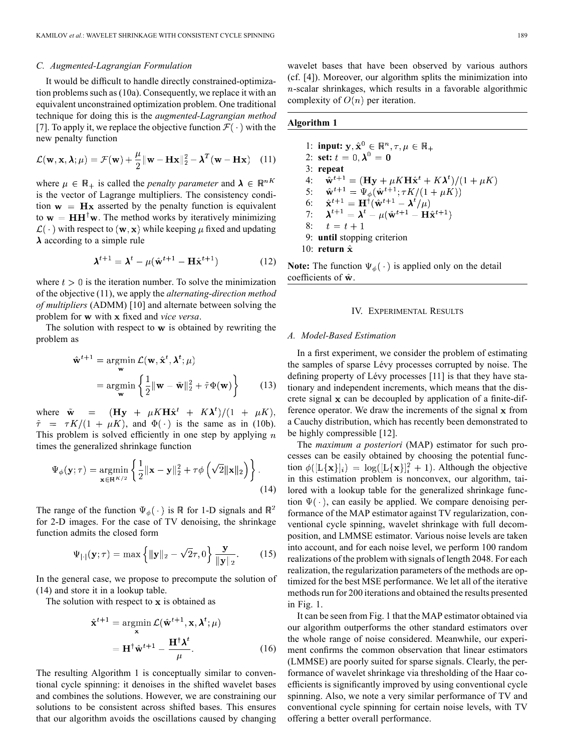### C. Augmented-Lagrangian Formulation

It would be difficult to handle directly constrained-optimization problems such as (10a). Consequently, we replace it with an equivalent unconstrained optimization problem. One traditional technique for doing this is the *augmented-Lagrangian method* [7]. To apply it, we replace the objective function $\mathcal{F}(\cdot)$ with the new penalty function

$$\mathcal{L}(\mathbf{w}, \mathbf{x}, \boldsymbol{\lambda}; \mu) = \mathcal{F}(\mathbf{w}) + \frac{\mu}{2}\|\mathbf{w} - \mathbf{H}\mathbf{x}\|_2^2 - \boldsymbol{\lambda}^T(\mathbf{w} - \mathbf{H}\mathbf{x}) \quad (11)$$

where $\mu \in \mathbb{R}_+$ is called the *penalty parameter* and $\boldsymbol{\lambda} \in \mathbb{R}^{nK}$ is the vector of Lagrange multipliers. The consistency condition $\mathbf{w} = \mathbf{H}\mathbf{x}$ asserted by the penalty function is equivalent to $\mathbf{w} = \mathbf{H}\mathbf{H}^\dagger\mathbf{w}$. The method works by iteratively minimizing $\mathcal{L}(\cdot)$ with respect to $(\mathbf{w}, \mathbf{x})$ while keeping $\mu$ fixed and updating $\boldsymbol{\lambda}$ according to a simple rule

$$\boldsymbol{\lambda}^{t+1} = \boldsymbol{\lambda}^t - \mu(\hat{\mathbf{w}}^{t+1} - \mathbf{H}\hat{\mathbf{x}}^{t+1}) \quad (12)$$

where $t > 0$ is the iteration number. To solve the minimization of the objective (11), we apply the *alternating-direction method of multipliers* (ADMM) [10] and alternate between solving the problem for $\mathbf{w}$ with $\mathbf{x}$ fixed and *vice versa*.

The solution with respect to $\mathbf{w}$ is obtained by rewriting the problem as

$$\begin{aligned}\hat{\mathbf{w}}^{t+1} &= \underset{\mathbf{w}}{\operatorname{argmin}}\, \mathcal{L}(\mathbf{w}, \hat{\mathbf{x}}^t, \boldsymbol{\lambda}^t; \mu) \\ &= \underset{\mathbf{w}}{\operatorname{argmin}} \left\{ \frac{1}{2}\|\mathbf{w} - \tilde{\mathbf{w}}\|_2^2 + \tilde{\tau}\Phi(\mathbf{w}) \right\} \end{aligned} \quad (13)$$

where $\tilde{\mathbf{w}} = (\mathbf{H}\mathbf{y} + \mu K\mathbf{H}\hat{\mathbf{x}}^t + K\boldsymbol{\lambda}^t)/(1 + \mu K)$, $\tilde{\tau} = \tau K/(1 + \mu K)$, and $\Phi(\cdot)$ is the same as in (10b). This problem is solved efficiently in one step by applying $n$ times the generalized shrinkage function

$$\Psi_\phi(\mathbf{y}; \tau) = \underset{\mathbf{x} \in \mathbb{R}^{K/2}}{\operatorname{argmin}} \left\{ \frac{1}{2}\|\mathbf{x} - \mathbf{y}\|_2^2 + \tau\phi\left(\sqrt{2}\|\mathbf{x}\|_2\right) \right\}. \quad (14)$$

The range of the function $\Psi_\phi(\cdot)$ is $\mathbb{R}$ for 1-D signals and $\mathbb{R}^2$ for 2-D images. For the case of TV denoising, the shrinkage function admits the closed form

$$\Psi_{|\cdot|}(\mathbf{y}; \tau) = \max\left\{\|\mathbf{y}\|_2 - \sqrt{2}\tau, 0\right\} \frac{\mathbf{y}}{\|\mathbf{y}\|_2}. \quad (15)$$

In the general case, we propose to precompute the solution of (14) and store it in a lookup table.

The solution with respect to $\mathbf{x}$ is obtained as

$$\begin{aligned}\hat{\mathbf{x}}^{t+1} &= \underset{\mathbf{x}}{\operatorname{argmin}}\, \mathcal{L}(\hat{\mathbf{w}}^{t+1}, \mathbf{x}, \boldsymbol{\lambda}^t; \mu) \\ &= \mathbf{H}^\dagger\hat{\mathbf{w}}^{t+1} - \frac{\mathbf{H}^\dagger\boldsymbol{\lambda}^t}{\mu}. \end{aligned} \quad (16)$$

The resulting Algorithm 1 is conceptually similar to conventional cycle spinning: it denoises in the shifted wavelet bases and combines the solutions. However, we are constraining our solutions to be consistent across shifted bases. This ensures that our algorithm avoids the oscillations caused by changing wavelet bases that have been observed by various authors (cf. [4]). Moreover, our algorithm splits the minimization into $n$-scalar shrinkages, which results in a favorable algorithmic complexity of $O(n)$ per iteration.

**Algorithm 1**

1: **input:** $\mathbf{y}, \hat{\mathbf{x}}^0 \in \mathbb{R}^n, \tau, \mu \in \mathbb{R}_+$
2: **set:** $t = 0, \boldsymbol{\lambda}^0 = \mathbf{0}$
3: **repeat**
4: $\quad \tilde{\mathbf{w}}^{t+1} = (\mathbf{H}\mathbf{y} + \mu K\mathbf{H}\hat{\mathbf{x}}^t + K\boldsymbol{\lambda}^t)/(1 + \mu K)$
5: $\quad \hat{\mathbf{w}}^{t+1} = \Psi_\phi(\tilde{\mathbf{w}}^{t+1}; \tau K/(1 + \mu K))$
6: $\quad \hat{\mathbf{x}}^{t+1} = \mathbf{H}^\dagger(\hat{\mathbf{w}}^{t+1} - \boldsymbol{\lambda}^t/\mu)$
7: $\quad \boldsymbol{\lambda}^{t+1} = \boldsymbol{\lambda}^t - \mu(\hat{\mathbf{w}}^{t+1} - \mathbf{H}\hat{\mathbf{x}}^{t+1})$
8: $\quad t = t + 1$
9: **until** stopping criterion
10: **return** $\hat{\mathbf{x}}$

**Note:** The function $\Psi_\phi(\cdot)$ is applied only on the detail coefficients of $\hat{\mathbf{w}}$.

## IV. Experimental Results

### A. Model-Based Estimation

In a first experiment, we consider the problem of estimating the samples of sparse Lévy processes corrupted by noise. The defining property of Lévy processes [11] is that they have stationary and independent increments, which means that the discrete signal $\mathbf{x}$ can be decoupled by application of a finite-difference operator. We draw the increments of the signal $\mathbf{x}$ from a Cauchy distribution, which has recently been demonstrated to be highly compressible [12].

The *maximum a posteriori* (MAP) estimator for such processes can be easily obtained by choosing the potential function $\phi([\mathrm{L}\{\mathbf{x}\}]_i) = \log([\mathrm{L}\{\mathbf{x}\}]_i^2 + 1)$. Although the objective in this estimation problem is nonconvex, our algorithm, tailored with a lookup table for the generalized shrinkage function $\Psi(\cdot)$, can easily be applied. We compare denoising performance of the MAP estimator against TV regularization, conventional cycle spinning, wavelet shrinkage with full decomposition, and LMMSE estimator. Various noise levels are taken into account, and for each noise level, we perform 100 random realizations of the problem with signals of length 2048. For each realization, the regularization parameters of the methods are optimized for the best MSE performance. We let all of the iterative methods run for 200 iterations and obtained the results presented in Fig. 1.

It can be seen from Fig. 1 that the MAP estimator obtained via our algorithm outperforms the other standard estimators over the whole range of noise considered. Meanwhile, our experiment confirms the common observation that linear estimators (LMMSE) are poorly suited for sparse signals. Clearly, the performance of wavelet shrinkage via thresholding of the Haar coefficients is significantly improved by using conventional cycle spinning. Also, we note a very similar performance of TV and conventional cycle spinning for certain noise levels, with TV offering a better overall performance.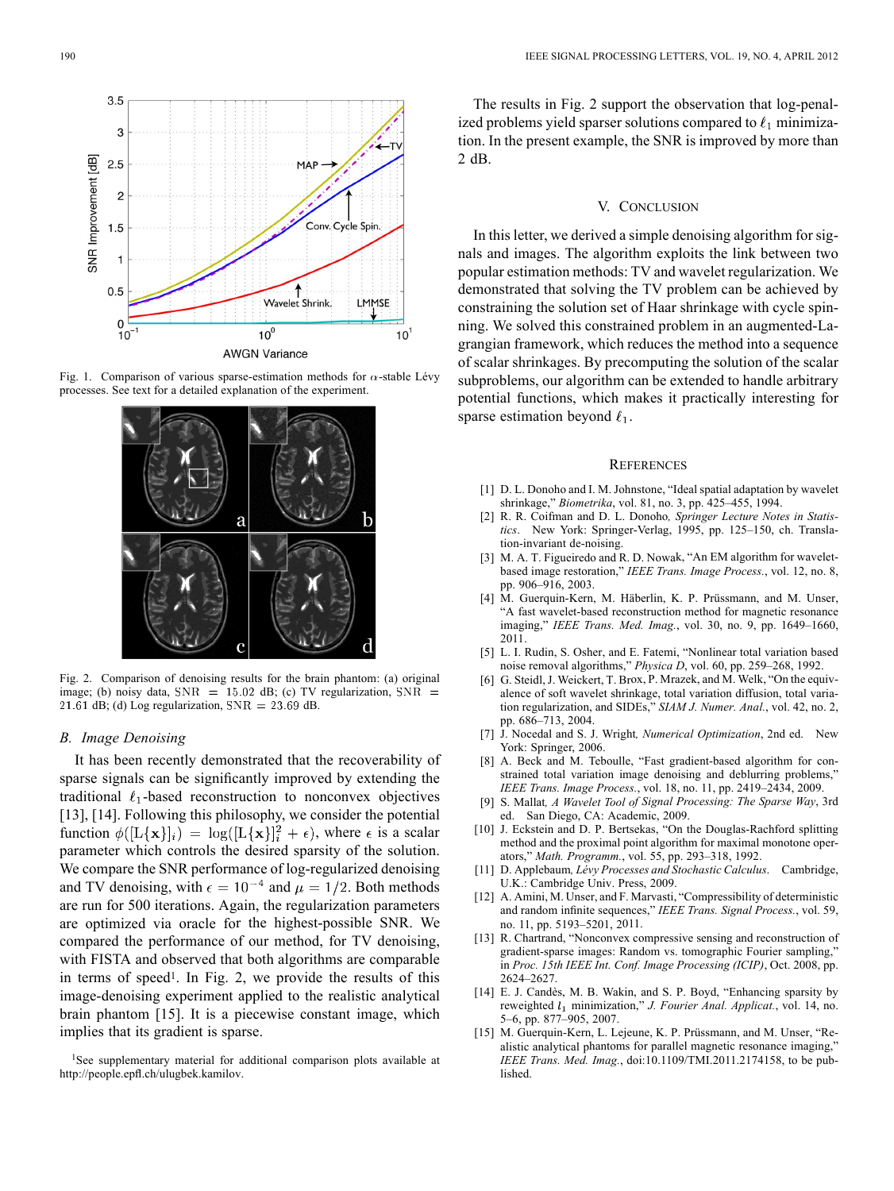3.5
3
2.5
2
1.5
1
0.5
0
SNR Improvement [dB]
$10^{-1}$
$10^{0}$
$10^{1}$
AWGN Variance
MAP
TV
Conv. Cycle Spin.
Wavelet Shrink.
LMMSE

Fig. 1. Comparison of various sparse-estimation methods for $\alpha$-stable Lévy processes. See text for a detailed explanation of the experiment.

a
b
c
d

Fig. 2. Comparison of denoising results for the brain phantom: (a) original image; (b) noisy data, $\mathrm{SNR} = 15.02$ dB; (c) TV regularization, $\mathrm{SNR} = 21.61$ dB; (d) Log regularization, $\mathrm{SNR} = 23.69$ dB.

### B. Image Denoising

It has been recently demonstrated that the recoverability of sparse signals can be significantly improved by extending the traditional $\ell_1$-based reconstruction to nonconvex objectives [13], [14]. Following this philosophy, we consider the potential function $\phi([\mathrm{L}\{\mathbf{x}\}]_i) = \log([\mathrm{L}\{\mathbf{x}\}]_i^2 + \epsilon)$, where $\epsilon$ is a scalar parameter which controls the desired sparsity of the solution. We compare the SNR performance of log-regularized denoising and TV denoising, with $\epsilon = 10^{-4}$ and $\mu = 1/2$. Both methods are run for 500 iterations. Again, the regularization parameters are optimized via oracle for the highest-possible SNR. We compared the performance of our method, for TV denoising, with FISTA and observed that both algorithms are comparable in terms of speed[1]. In Fig. 2, we provide the results of this image-denoising experiment applied to the realistic analytical brain phantom [15]. It is a piecewise constant image, which implies that its gradient is sparse.

[1]See supplementary material for additional comparison plots available at http://people.epfl.ch/ulugbek.kamilov.

The results in Fig. 2 support the observation that log-penalized problems yield sparser solutions compared to $\ell_1$ minimization. In the present example, the SNR is improved by more than 2 dB.

## V. Conclusion

In this letter, we derived a simple denoising algorithm for signals and images. The algorithm exploits the link between two popular estimation methods: TV and wavelet regularization. We demonstrated that solving the TV problem can be achieved by constraining the solution set of Haar shrinkage with cycle spinning. We solved this constrained problem in an augmented-Lagrangian framework, which reduces the method into a sequence of scalar shrinkages. By precomputing the solution of the scalar subproblems, our algorithm can be extended to handle arbitrary potential functions, which makes it practically interesting for sparse estimation beyond $\ell_1$.

## References

[1] D. L. Donoho and I. M. Johnstone, "Ideal spatial adaptation by wavelet shrinkage," *Biometrika*, vol. 81, no. 3, pp. 425–455, 1994.

[2] R. R. Coifman and D. L. Donoho, *Springer Lecture Notes in Statistics*. New York: Springer-Verlag, 1995, pp. 125–150, ch. Translation-invariant de-noising.

[3] M. A. T. Figueiredo and R. D. Nowak, "An EM algorithm for wavelet-based image restoration," *IEEE Trans. Image Process.*, vol. 12, no. 8, pp. 906–916, 2003.

[4] M. Guerquin-Kern, M. Häberlin, K. P. Prüssmann, and M. Unser, "A fast wavelet-based reconstruction method for magnetic resonance imaging," *IEEE Trans. Med. Imag.*, vol. 30, no. 9, pp. 1649–1660, 2011.

[5] L. I. Rudin, S. Osher, and E. Fatemi, "Nonlinear total variation based noise removal algorithms," *Physica D*, vol. 60, pp. 259–268, 1992.

[6] G. Steidl, J. Weickert, T. Brox, P. Mrazek, and M. Welk, "On the equivalence of soft wavelet shrinkage, total variation diffusion, total variation regularization, and SIDEs," *SIAM J. Numer. Anal.*, vol. 42, no. 2, pp. 686–713, 2004.

[7] J. Nocedal and S. J. Wright, *Numerical Optimization*, 2nd ed. New York: Springer, 2006.

[8] A. Beck and M. Teboulle, "Fast gradient-based algorithm for constrained total variation image denoising and deblurring problems," *IEEE Trans. Image Process.*, vol. 18, no. 11, pp. 2419–2434, 2009.

[9] S. Mallat, *A Wavelet Tool of Signal Processing: The Sparse Way*, 3rd ed. San Diego, CA: Academic, 2009.

[10] J. Eckstein and D. P. Bertsekas, "On the Douglas-Rachford splitting method and the proximal point algorithm for maximal monotone operators," *Math. Programm.*, vol. 55, pp. 293–318, 1992.

[11] D. Applebaum, *Lévy Processes and Stochastic Calculus*. Cambridge, U.K.: Cambridge Univ. Press, 2009.

[12] A. Amini, M. Unser, and F. Marvasti, "Compressibility of deterministic and random infinite sequences," *IEEE Trans. Signal Process.*, vol. 59, no. 11, pp. 5193–5201, 2011.

[13] R. Chartrand, "Nonconvex compressive sensing and reconstruction of gradient-sparse images: Random vs. tomographic Fourier sampling," in *Proc. 15th IEEE Int. Conf. Image Processing (ICIP)*, Oct. 2008, pp. 2624–2627.

[14] E. J. Candès, M. B. Wakin, and S. P. Boyd, "Enhancing sparsity by reweighted $l_1$ minimization," *J. Fourier Anal. Applicat.*, vol. 14, no. 5–6, pp. 877–905, 2007.

[15] M. Guerquin-Kern, L. Lejeune, K. P. Prüssmann, and M. Unser, "Realistic analytical phantoms for parallel magnetic resonance imaging," *IEEE Trans. Med. Imag.*, doi:10.1109/TMI.2011.2174158, to be published.